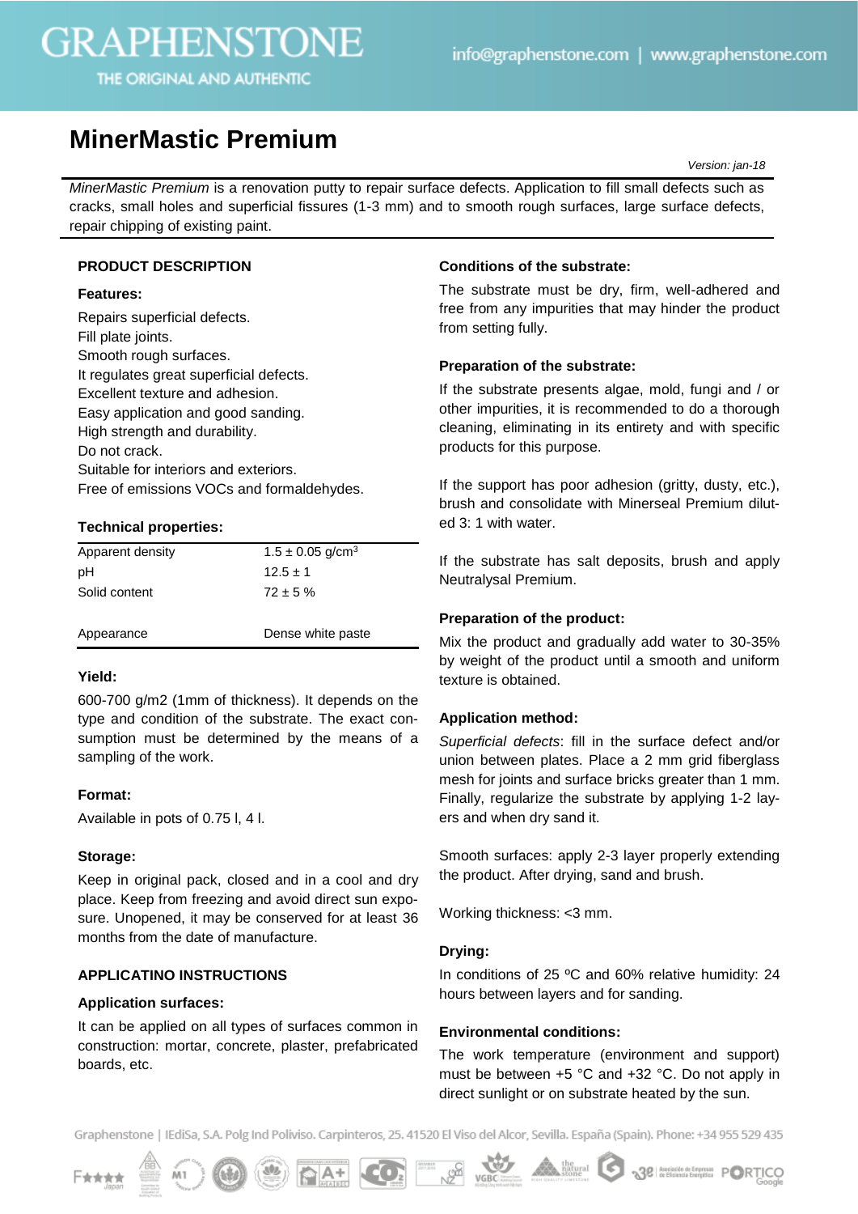# MinerMastic Premium

*Version: jan-18*

*MinerMastic Premium* is a renovation putty to repair surface defects. Application to fill small defects such as cracks, small holes and superficial fissures (1-3 mm) and to smooth rough surfaces, large surface defects, repair chipping of existing paint.

## PRODUCT DESCRIPTION

### Features:

Repairs superficial defects.
Fill plate joints.
Smooth rough surfaces.
It regulates great superficial defects.
Excellent texture and adhesion.
Easy application and good sanding.
High strength and durability.
Do not crack.
Suitable for interiors and exteriors.
Free of emissions VOCs and formaldehydes.

### Technical properties:

| | |
|---|---|
| Apparent density | $1.5 \pm 0.05$ g/cm$^3$ |
| pH | $12.5 \pm 1$ |
| Solid content | $72 \pm 5$ % |
| Appearance | Dense white paste |

### Yield:

600-700 g/m2 (1mm of thickness). It depends on the type and condition of the substrate. The exact consumption must be determined by the means of a sampling of the work.

### Format:

Available in pots of 0.75 l, 4 l.

### Storage:

Keep in original pack, closed and in a cool and dry place. Keep from freezing and avoid direct sun exposure. Unopened, it may be conserved for at least 36 months from the date of manufacture.

## APPLICATINO INSTRUCTIONS

### Application surfaces:

It can be applied on all types of surfaces common in construction: mortar, concrete, plaster, prefabricated boards, etc.

### Conditions of the substrate:

The substrate must be dry, firm, well-adhered and free from any impurities that may hinder the product from setting fully.

### Preparation of the substrate:

If the substrate presents algae, mold, fungi and / or other impurities, it is recommended to do a thorough cleaning, eliminating in its entirety and with specific products for this purpose.

If the support has poor adhesion (gritty, dusty, etc.), brush and consolidate with Minerseal Premium diluted 3: 1 with water.

If the substrate has salt deposits, brush and apply Neutralysal Premium.

### Preparation of the product:

Mix the product and gradually add water to 30-35% by weight of the product until a smooth and uniform texture is obtained.

### Application method:

*Superficial defects*: fill in the surface defect and/or union between plates. Place a 2 mm grid fiberglass mesh for joints and surface bricks greater than 1 mm. Finally, regularize the substrate by applying 1-2 layers and when dry sand it.

Smooth surfaces: apply 2-3 layer properly extending the product. After drying, sand and brush.

Working thickness: <3 mm.

### Drying:

In conditions of 25 ºC and 60% relative humidity: 24 hours between layers and for sanding.

### Environmental conditions:

The work temperature (environment and support) must be between +5 °C and +32 °C. Do not apply in direct sunlight or on substrate heated by the sun.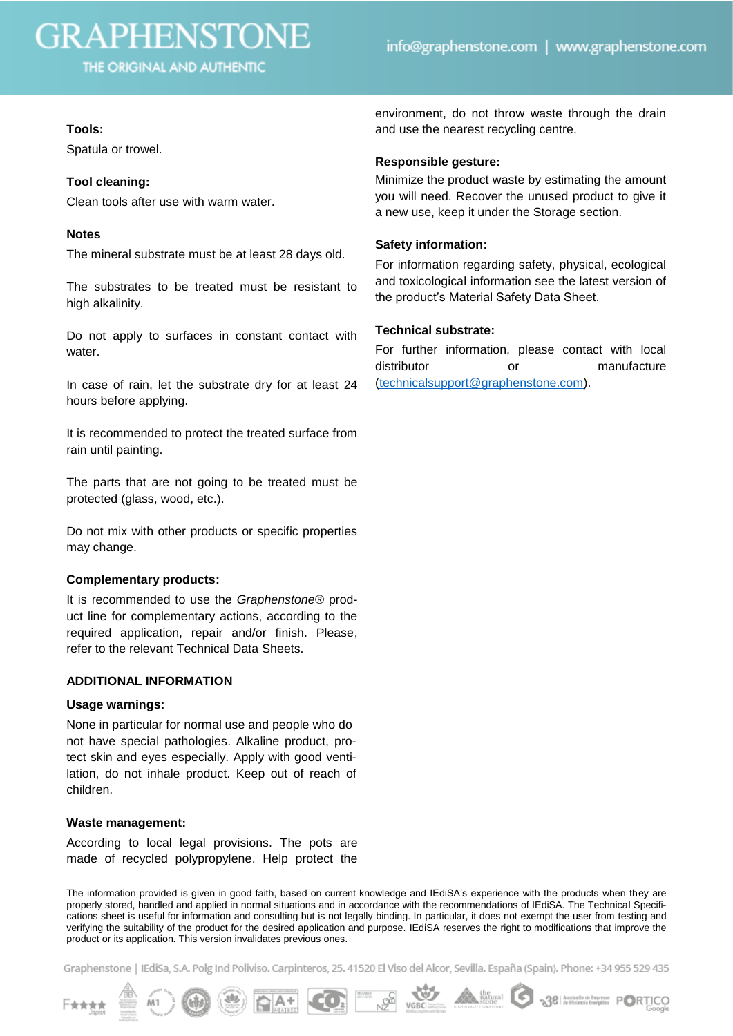**Tools:**

Spatula or trowel.

**Tool cleaning:**

Clean tools after use with warm water.

**Notes**

The mineral substrate must be at least 28 days old.

The substrates to be treated must be resistant to high alkalinity.

Do not apply to surfaces in constant contact with water.

In case of rain, let the substrate dry for at least 24 hours before applying.

It is recommended to protect the treated surface from rain until painting.

The parts that are not going to be treated must be protected (glass, wood, etc.).

Do not mix with other products or specific properties may change.

**Complementary products:**

It is recommended to use the *Graphenstone®* product line for complementary actions, according to the required application, repair and/or finish. Please, refer to the relevant Technical Data Sheets.

**ADDITIONAL INFORMATION**

**Usage warnings:**

None in particular for normal use and people who do not have special pathologies. Alkaline product, protect skin and eyes especially. Apply with good ventilation, do not inhale product. Keep out of reach of children.

**Waste management:**

According to local legal provisions. The pots are made of recycled polypropylene. Help protect the environment, do not throw waste through the drain and use the nearest recycling centre.

**Responsible gesture:**

Minimize the product waste by estimating the amount you will need. Recover the unused product to give it a new use, keep it under the Storage section.

**Safety information:**

For information regarding safety, physical, ecological and toxicological information see the latest version of the product's Material Safety Data Sheet.

**Technical substrate:**

For further information, please contact with local distributor or manufacture (technicalsupport@graphenstone.com).

The information provided is given in good faith, based on current knowledge and IEdiSA's experience with the products when they are properly stored, handled and applied in normal situations and in accordance with the recommendations of IEdiSA. The Technical Specifications sheet is useful for information and consulting but is not legally binding. In particular, it does not exempt the user from testing and verifying the suitability of the product for the desired application and purpose. IEdiSA reserves the right to modifications that improve the product or its application. This version invalidates previous ones.

Graphenstone | IEdiSa, S.A. Polg Ind Poliviso. Carpinteros, 25. 41520 El Viso del Alcor, Sevilla. España (Spain). Phone: +34 955 529 435